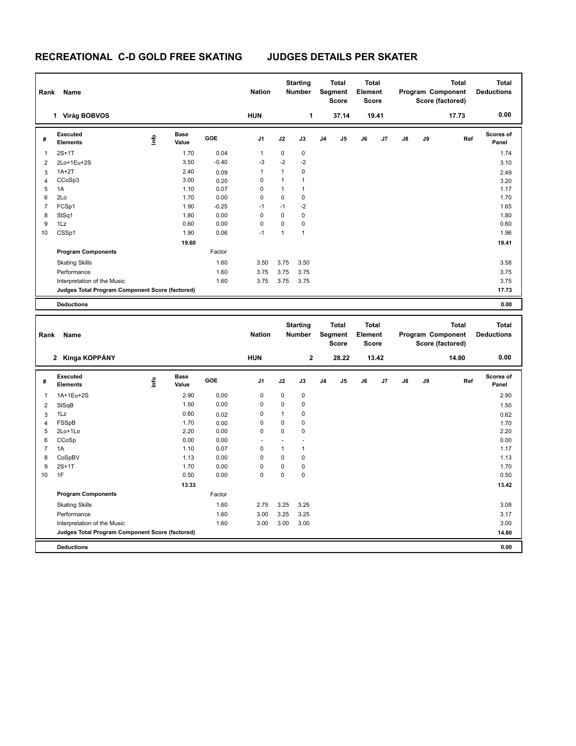# RECREATIONAL C-D GOLD FREE SKATING JUDGES DETAILS PER SKATER

| Rank | Name | Nation | Starting Number | Total Segment Score | Total Element Score | Total Program Component Score (factored) | Total Deductions |
|---|---|---|---|---|---|---|---|
| 1 | Virág BOBVOS | HUN | 1 | 37.14 | 19.41 | 17.73 | 0.00 |

| # | Executed Elements | Info | Base Value | GOE | J1 | J2 | J3 | J4 | J5 | J6 | J7 | J8 | J9 | Ref | Scores of Panel |
|---|---|---|---|---|---|---|---|---|---|---|---|---|---|---|---|
| 1 | 2S+1T | | 1.70 | 0.04 | 1 | 0 | 0 | | | | | | | | 1.74 |
| 2 | 2Lo+1Eu+2S | | 3.50 | -0.40 | -3 | -2 | -2 | | | | | | | | 3.10 |
| 3 | 1A+2T | | 2.40 | 0.09 | 1 | 1 | 0 | | | | | | | | 2.49 |
| 4 | CCoSp3 | | 3.00 | 0.20 | 0 | 1 | 1 | | | | | | | | 3.20 |
| 5 | 1A | | 1.10 | 0.07 | 0 | 1 | 1 | | | | | | | | 1.17 |
| 6 | 2Lo | | 1.70 | 0.00 | 0 | 0 | 0 | | | | | | | | 1.70 |
| 7 | FCSp1 | | 1.90 | -0.25 | -1 | -1 | -2 | | | | | | | | 1.65 |
| 8 | StSq1 | | 1.80 | 0.00 | 0 | 0 | 0 | | | | | | | | 1.80 |
| 9 | 1Lz | | 0.60 | 0.00 | 0 | 0 | 0 | | | | | | | | 0.60 |
| 10 | CSSp1 | | 1.90 | 0.06 | -1 | 1 | 1 | | | | | | | | 1.96 |
| | | | 19.60 | | | | | | | | | | | | 19.41 |
| | **Program Components** | | | Factor | | | | | | | | | | | |
| | Skating Skills | | | 1.60 | 3.50 | 3.75 | 3.50 | | | | | | | | 3.58 |
| | Performance | | | 1.60 | 3.75 | 3.75 | 3.75 | | | | | | | | 3.75 |
| | Interpretation of the Music | | | 1.60 | 3.75 | 3.75 | 3.75 | | | | | | | | 3.75 |
| | **Judges Total Program Component Score (factored)** | | | | | | | | | | | | | | 17.73 |
| | **Deductions** | | | | | | | | | | | | | | 0.00 |

| Rank | Name | Nation | Starting Number | Total Segment Score | Total Element Score | Total Program Component Score (factored) | Total Deductions |
|---|---|---|---|---|---|---|---|
| 2 | Kinga KOPPÁNY | HUN | 2 | 28.22 | 13.42 | 14.80 | 0.00 |

| # | Executed Elements | Info | Base Value | GOE | J1 | J2 | J3 | J4 | J5 | J6 | J7 | J8 | J9 | Ref | Scores of Panel |
|---|---|---|---|---|---|---|---|---|---|---|---|---|---|---|---|
| 1 | 1A+1Eu+2S | | 2.90 | 0.00 | 0 | 0 | 0 | | | | | | | | 2.90 |
| 2 | StSqB | | 1.50 | 0.00 | 0 | 0 | 0 | | | | | | | | 1.50 |
| 3 | 1Lz | | 0.60 | 0.02 | 0 | 1 | 0 | | | | | | | | 0.62 |
| 4 | FSSpB | | 1.70 | 0.00 | 0 | 0 | 0 | | | | | | | | 1.70 |
| 5 | 2Lo+1Lo | | 2.20 | 0.00 | 0 | 0 | 0 | | | | | | | | 2.20 |
| 6 | CCoSp | | 0.00 | 0.00 | - | - | - | | | | | | | | 0.00 |
| 7 | 1A | | 1.10 | 0.07 | 0 | 1 | 1 | | | | | | | | 1.17 |
| 8 | CoSpBV | | 1.13 | 0.00 | 0 | 0 | 0 | | | | | | | | 1.13 |
| 9 | 2S+1T | | 1.70 | 0.00 | 0 | 0 | 0 | | | | | | | | 1.70 |
| 10 | 1F | | 0.50 | 0.00 | 0 | 0 | 0 | | | | | | | | 0.50 |
| | | | 13.33 | | | | | | | | | | | | 13.42 |
| | **Program Components** | | | Factor | | | | | | | | | | | |
| | Skating Skills | | | 1.60 | 2.75 | 3.25 | 3.25 | | | | | | | | 3.08 |
| | Performance | | | 1.60 | 3.00 | 3.25 | 3.25 | | | | | | | | 3.17 |
| | Interpretation of the Music | | | 1.60 | 3.00 | 3.00 | 3.00 | | | | | | | | 3.00 |
| | **Judges Total Program Component Score (factored)** | | | | | | | | | | | | | | 14.80 |
| | **Deductions** | | | | | | | | | | | | | | 0.00 |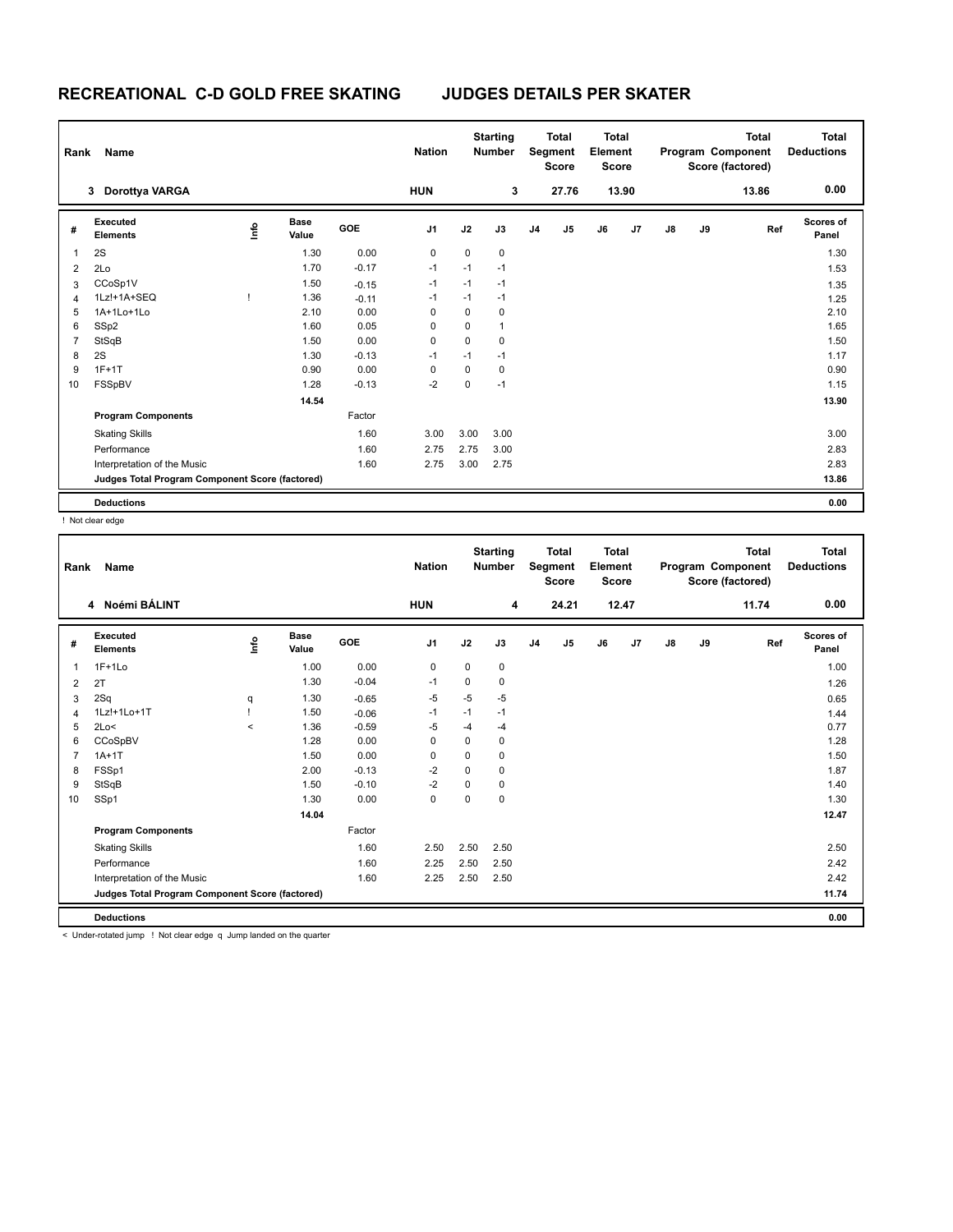# RECREATIONAL C-D GOLD FREE SKATING JUDGES DETAILS PER SKATER

| Rank | Name | Nation | Starting Number | Total Segment Score | Total Element Score | Total Program Component Score (factored) | Total Deductions |
|---|---|---|---|---|---|---|---|
| 3 | Dorottya VARGA | HUN | 3 | 27.76 | 13.90 | 13.86 | 0.00 |

| # | Executed Elements | Info | Base Value | GOE | J1 | J2 | J3 | J4 | J5 | J6 | J7 | J8 | J9 | Ref | Scores of Panel |
|---|---|---|---|---|---|---|---|---|---|---|---|---|---|---|---|
| 1 | 2S | | 1.30 | 0.00 | 0 | 0 | 0 | | | | | | | | 1.30 |
| 2 | 2Lo | | 1.70 | -0.17 | -1 | -1 | -1 | | | | | | | | 1.53 |
| 3 | CCoSp1V | | 1.50 | -0.15 | -1 | -1 | -1 | | | | | | | | 1.35 |
| 4 | 1Lz!+1A+SEQ | ! | 1.36 | -0.11 | -1 | -1 | -1 | | | | | | | | 1.25 |
| 5 | 1A+1Lo+1Lo | | 2.10 | 0.00 | 0 | 0 | 0 | | | | | | | | 2.10 |
| 6 | SSp2 | | 1.60 | 0.05 | 0 | 0 | 1 | | | | | | | | 1.65 |
| 7 | StSqB | | 1.50 | 0.00 | 0 | 0 | 0 | | | | | | | | 1.50 |
| 8 | 2S | | 1.30 | -0.13 | -1 | -1 | -1 | | | | | | | | 1.17 |
| 9 | 1F+1T | | 0.90 | 0.00 | 0 | 0 | 0 | | | | | | | | 0.90 |
| 10 | FSSpBV | | 1.28 | -0.13 | -2 | 0 | -1 | | | | | | | | 1.15 |
| | | | 14.54 | | | | | | | | | | | | 13.90 |
| | **Program Components** | | | Factor | | | | | | | | | | | |
| | Skating Skills | | | 1.60 | 3.00 | 3.00 | 3.00 | | | | | | | | 3.00 |
| | Performance | | | 1.60 | 2.75 | 2.75 | 3.00 | | | | | | | | 2.83 |
| | Interpretation of the Music | | | 1.60 | 2.75 | 3.00 | 2.75 | | | | | | | | 2.83 |
| | **Judges Total Program Component Score (factored)** | | | | | | | | | | | | | | 13.86 |
| | **Deductions** | | | | | | | | | | | | | | 0.00 |

! Not clear edge

| Rank | Name | Nation | Starting Number | Total Segment Score | Total Element Score | Total Program Component Score (factored) | Total Deductions |
|---|---|---|---|---|---|---|---|
| 4 | Noémi BÁLINT | HUN | 4 | 24.21 | 12.47 | 11.74 | 0.00 |

| # | Executed Elements | Info | Base Value | GOE | J1 | J2 | J3 | J4 | J5 | J6 | J7 | J8 | J9 | Ref | Scores of Panel |
|---|---|---|---|---|---|---|---|---|---|---|---|---|---|---|---|
| 1 | 1F+1Lo | | 1.00 | 0.00 | 0 | 0 | 0 | | | | | | | | 1.00 |
| 2 | 2T | | 1.30 | -0.04 | -1 | 0 | 0 | | | | | | | | 1.26 |
| 3 | 2Sq | q | 1.30 | -0.65 | -5 | -5 | -5 | | | | | | | | 0.65 |
| 4 | 1Lz!+1Lo+1T | ! | 1.50 | -0.06 | -1 | -1 | -1 | | | | | | | | 1.44 |
| 5 | 2Lo< | < | 1.36 | -0.59 | -5 | -4 | -4 | | | | | | | | 0.77 |
| 6 | CCoSpBV | | 1.28 | 0.00 | 0 | 0 | 0 | | | | | | | | 1.28 |
| 7 | 1A+1T | | 1.50 | 0.00 | 0 | 0 | 0 | | | | | | | | 1.50 |
| 8 | FSSp1 | | 2.00 | -0.13 | -2 | 0 | 0 | | | | | | | | 1.87 |
| 9 | StSqB | | 1.50 | -0.10 | -2 | 0 | 0 | | | | | | | | 1.40 |
| 10 | SSp1 | | 1.30 | 0.00 | 0 | 0 | 0 | | | | | | | | 1.30 |
| | | | 14.04 | | | | | | | | | | | | 12.47 |
| | **Program Components** | | | Factor | | | | | | | | | | | |
| | Skating Skills | | | 1.60 | 2.50 | 2.50 | 2.50 | | | | | | | | 2.50 |
| | Performance | | | 1.60 | 2.25 | 2.50 | 2.50 | | | | | | | | 2.42 |
| | Interpretation of the Music | | | 1.60 | 2.25 | 2.50 | 2.50 | | | | | | | | 2.42 |
| | **Judges Total Program Component Score (factored)** | | | | | | | | | | | | | | 11.74 |
| | **Deductions** | | | | | | | | | | | | | | 0.00 |

< Under-rotated jump ! Not clear edge q Jump landed on the quarter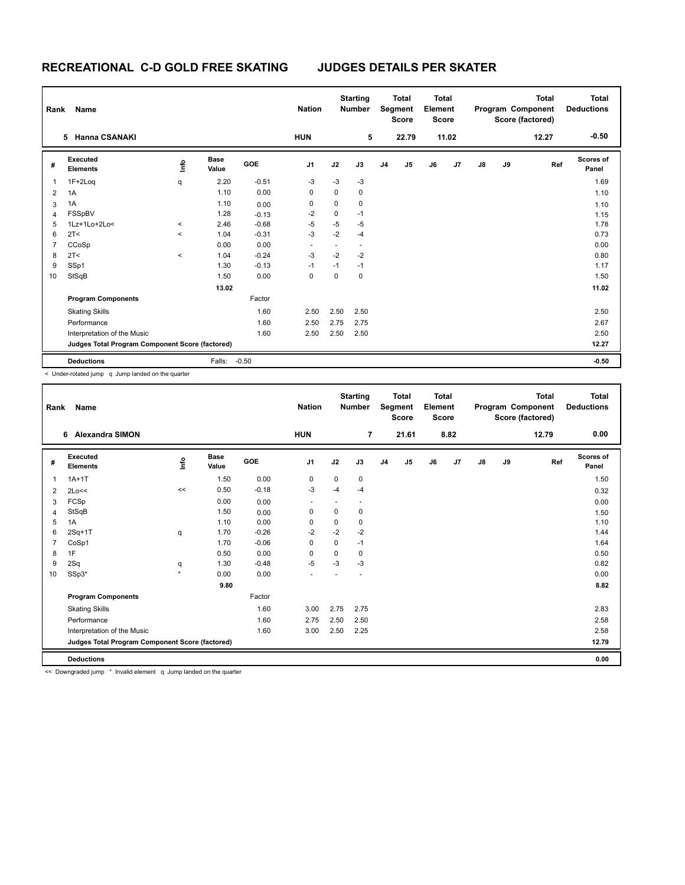# RECREATIONAL C-D GOLD FREE SKATING JUDGES DETAILS PER SKATER

| Rank | Name | Nation | Starting Number | Total Segment Score | Total Element Score | Total Program Component Score (factored) | Total Deductions |
|---|---|---|---|---|---|---|---|
| 5 | Hanna CSANAKI | HUN | 5 | 22.79 | 11.02 | 12.27 | -0.50 |

| # | Executed Elements | Info | Base Value | GOE | J1 | J2 | J3 | J4 | J5 | J6 | J7 | J8 | J9 | Ref | Scores of Panel |
|---|---|---|---|---|---|---|---|---|---|---|---|---|---|---|---|
| 1 | 1F+2Loq | q | 2.20 | -0.51 | -3 | -3 | -3 | | | | | | | | 1.69 |
| 2 | 1A | | 1.10 | 0.00 | 0 | 0 | 0 | | | | | | | | 1.10 |
| 3 | 1A | | 1.10 | 0.00 | 0 | 0 | 0 | | | | | | | | 1.10 |
| 4 | FSSpBV | | 1.28 | -0.13 | -2 | 0 | -1 | | | | | | | | 1.15 |
| 5 | 1Lz+1Lo+2Lo< | < | 2.46 | -0.68 | -5 | -5 | -5 | | | | | | | | 1.78 |
| 6 | 2T< | < | 1.04 | -0.31 | -3 | -2 | -4 | | | | | | | | 0.73 |
| 7 | CCoSp | | 0.00 | 0.00 | - | - | - | | | | | | | | 0.00 |
| 8 | 2T< | < | 1.04 | -0.24 | -3 | -2 | -2 | | | | | | | | 0.80 |
| 9 | SSp1 | | 1.30 | -0.13 | -1 | -1 | -1 | | | | | | | | 1.17 |
| 10 | StSqB | | 1.50 | 0.00 | 0 | 0 | 0 | | | | | | | | 1.50 |
| | | | 13.02 | | | | | | | | | | | | 11.02 |
| | **Program Components** | | | Factor | | | | | | | | | | | |
| | Skating Skills | | | 1.60 | 2.50 | 2.50 | 2.50 | | | | | | | | 2.50 |
| | Performance | | | 1.60 | 2.50 | 2.75 | 2.75 | | | | | | | | 2.67 |
| | Interpretation of the Music | | | 1.60 | 2.50 | 2.50 | 2.50 | | | | | | | | 2.50 |
| | **Judges Total Program Component Score (factored)** | | | | | | | | | | | | | | 12.27 |
| | **Deductions** | | Falls: | -0.50 | | | | | | | | | | | -0.50 |

< Under-rotated jump q Jump landed on the quarter

| Rank | Name | Nation | Starting Number | Total Segment Score | Total Element Score | Total Program Component Score (factored) | Total Deductions |
|---|---|---|---|---|---|---|---|
| 6 | Alexandra SIMON | HUN | 7 | 21.61 | 8.82 | 12.79 | 0.00 |

| # | Executed Elements | Info | Base Value | GOE | J1 | J2 | J3 | J4 | J5 | J6 | J7 | J8 | J9 | Ref | Scores of Panel |
|---|---|---|---|---|---|---|---|---|---|---|---|---|---|---|---|
| 1 | 1A+1T | | 1.50 | 0.00 | 0 | 0 | 0 | | | | | | | | 1.50 |
| 2 | 2Lo<< | << | 0.50 | -0.18 | -3 | -4 | -4 | | | | | | | | 0.32 |
| 3 | FCSp | | 0.00 | 0.00 | - | - | - | | | | | | | | 0.00 |
| 4 | StSqB | | 1.50 | 0.00 | 0 | 0 | 0 | | | | | | | | 1.50 |
| 5 | 1A | | 1.10 | 0.00 | 0 | 0 | 0 | | | | | | | | 1.10 |
| 6 | 2Sq+1T | q | 1.70 | -0.26 | -2 | -2 | -2 | | | | | | | | 1.44 |
| 7 | CoSp1 | | 1.70 | -0.06 | 0 | 0 | -1 | | | | | | | | 1.64 |
| 8 | 1F | | 0.50 | 0.00 | 0 | 0 | 0 | | | | | | | | 0.50 |
| 9 | 2Sq | q | 1.30 | -0.48 | -5 | -3 | -3 | | | | | | | | 0.82 |
| 10 | SSp3* | * | 0.00 | 0.00 | - | - | - | | | | | | | | 0.00 |
| | | | 9.80 | | | | | | | | | | | | 8.82 |
| | **Program Components** | | | Factor | | | | | | | | | | | |
| | Skating Skills | | | 1.60 | 3.00 | 2.75 | 2.75 | | | | | | | | 2.83 |
| | Performance | | | 1.60 | 2.75 | 2.50 | 2.50 | | | | | | | | 2.58 |
| | Interpretation of the Music | | | 1.60 | 3.00 | 2.50 | 2.25 | | | | | | | | 2.58 |
| | **Judges Total Program Component Score (factored)** | | | | | | | | | | | | | | 12.79 |
| | **Deductions** | | | | | | | | | | | | | | 0.00 |

<< Downgraded jump * Invalid element q Jump landed on the quarter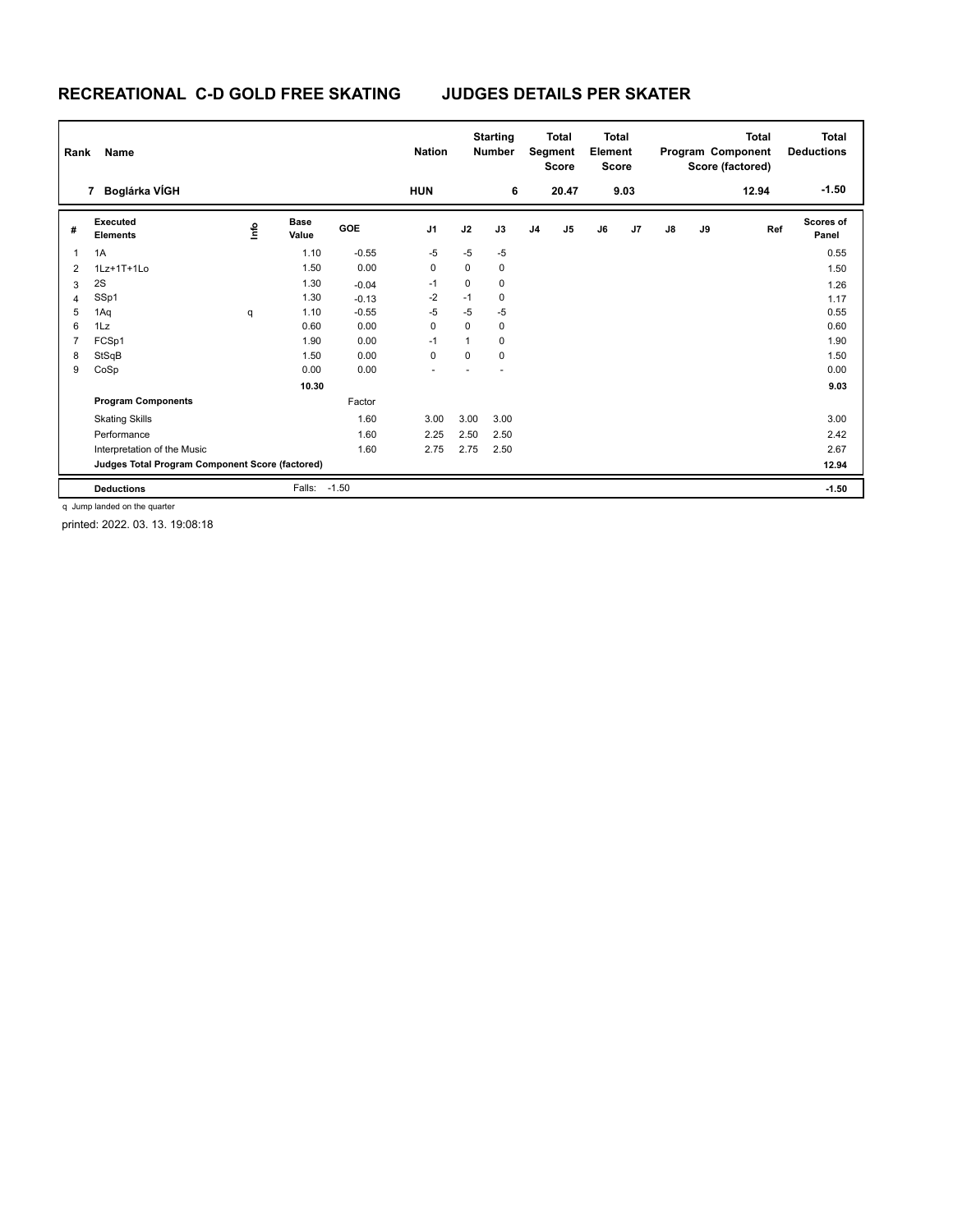# RECREATIONAL C-D GOLD FREE SKATING JUDGES DETAILS PER SKATER

| Rank | Name | Nation | Starting Number | Total Segment Score | Total Element Score | Total Program Component Score (factored) | Total Deductions |
|---|---|---|---|---|---|---|---|
| 7 | Boglárka VÍGH | HUN | 6 | 20.47 | 9.03 | 12.94 | -1.50 |

| # | Executed Elements | Info | Base Value | GOE | J1 | J2 | J3 | J4 | J5 | J6 | J7 | J8 | J9 | Ref | Scores of Panel |
|---|---|---|---|---|---|---|---|---|---|---|---|---|---|---|---|
| 1 | 1A | | 1.10 | -0.55 | -5 | -5 | -5 | | | | | | | | 0.55 |
| 2 | 1Lz+1T+1Lo | | 1.50 | 0.00 | 0 | 0 | 0 | | | | | | | | 1.50 |
| 3 | 2S | | 1.30 | -0.04 | -1 | 0 | 0 | | | | | | | | 1.26 |
| 4 | SSp1 | | 1.30 | -0.13 | -2 | -1 | 0 | | | | | | | | 1.17 |
| 5 | 1Aq | q | 1.10 | -0.55 | -5 | -5 | -5 | | | | | | | | 0.55 |
| 6 | 1Lz | | 0.60 | 0.00 | 0 | 0 | 0 | | | | | | | | 0.60 |
| 7 | FCSp1 | | 1.90 | 0.00 | -1 | 1 | 0 | | | | | | | | 1.90 |
| 8 | StSqB | | 1.50 | 0.00 | 0 | 0 | 0 | | | | | | | | 1.50 |
| 9 | CoSp | | 0.00 | 0.00 | - | - | - | | | | | | | | 0.00 |
| | | | 10.30 | | | | | | | | | | | | 9.03 |
| | **Program Components** | | | Factor | | | | | | | | | | | |
| | Skating Skills | | | 1.60 | 3.00 | 3.00 | 3.00 | | | | | | | | 3.00 |
| | Performance | | | 1.60 | 2.25 | 2.50 | 2.50 | | | | | | | | 2.42 |
| | Interpretation of the Music | | | 1.60 | 2.75 | 2.75 | 2.50 | | | | | | | | 2.67 |
| | **Judges Total Program Component Score (factored)** | | | | | | | | | | | | | | 12.94 |
| | **Deductions** | | Falls: | -1.50 | | | | | | | | | | | -1.50 |

q Jump landed on the quarter

printed: 2022. 03. 13. 19:08:18